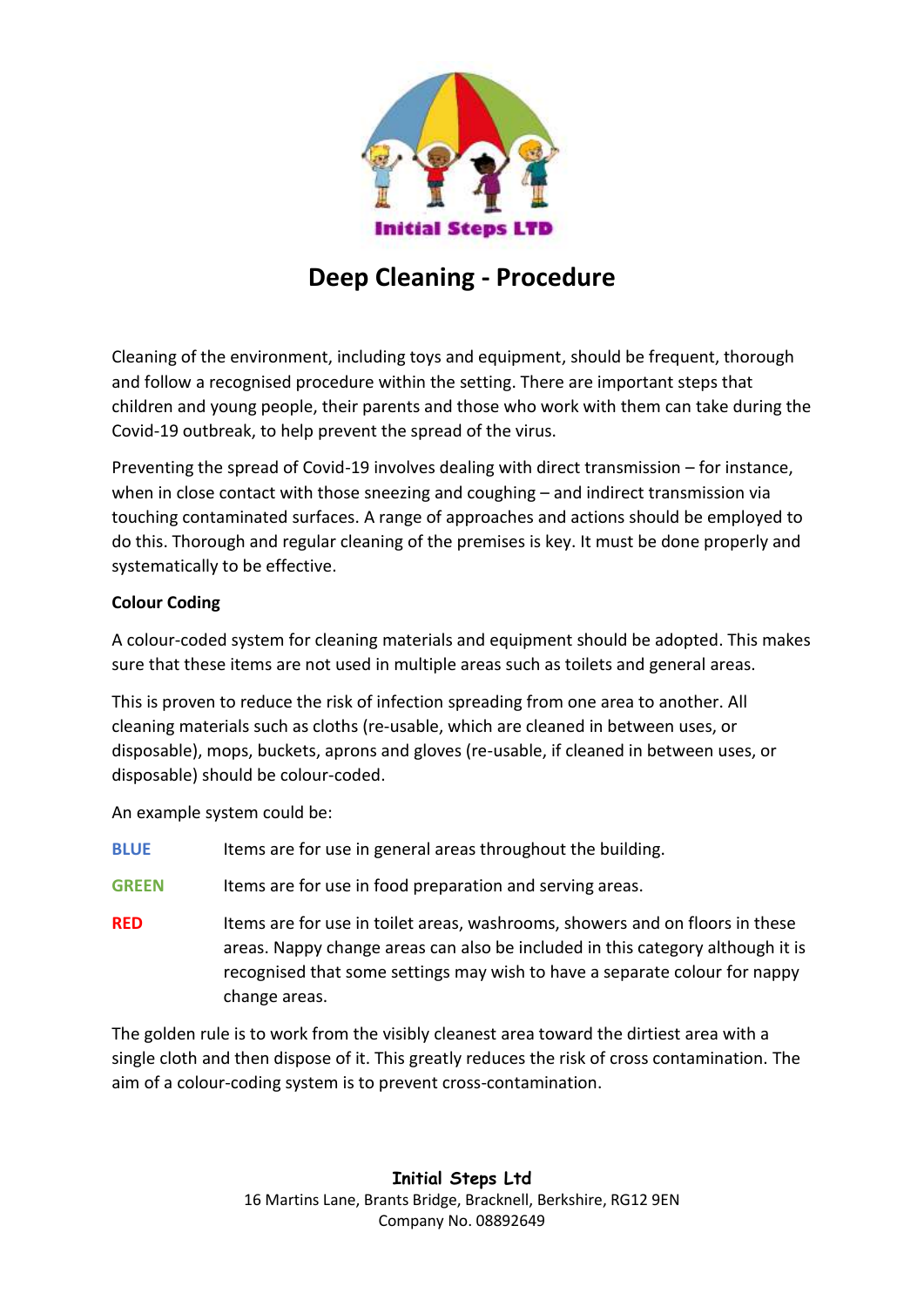Initial Steps LTD

# Deep Cleaning - Procedure

Cleaning of the environment, including toys and equipment, should be frequent, thorough and follow a recognised procedure within the setting. There are important steps that children and young people, their parents and those who work with them can take during the Covid-19 outbreak, to help prevent the spread of the virus.

Preventing the spread of Covid-19 involves dealing with direct transmission – for instance, when in close contact with those sneezing and coughing – and indirect transmission via touching contaminated surfaces. A range of approaches and actions should be employed to do this. Thorough and regular cleaning of the premises is key. It must be done properly and systematically to be effective.

**Colour Coding**

A colour-coded system for cleaning materials and equipment should be adopted. This makes sure that these items are not used in multiple areas such as toilets and general areas.

This is proven to reduce the risk of infection spreading from one area to another. All cleaning materials such as cloths (re-usable, which are cleaned in between uses, or disposable), mops, buckets, aprons and gloves (re-usable, if cleaned in between uses, or disposable) should be colour-coded.

An example system could be:

**BLUE** Items are for use in general areas throughout the building.

**GREEN** Items are for use in food preparation and serving areas.

**RED** Items are for use in toilet areas, washrooms, showers and on floors in these areas. Nappy change areas can also be included in this category although it is recognised that some settings may wish to have a separate colour for nappy change areas.

The golden rule is to work from the visibly cleanest area toward the dirtiest area with a single cloth and then dispose of it. This greatly reduces the risk of cross contamination. The aim of a colour-coding system is to prevent cross-contamination.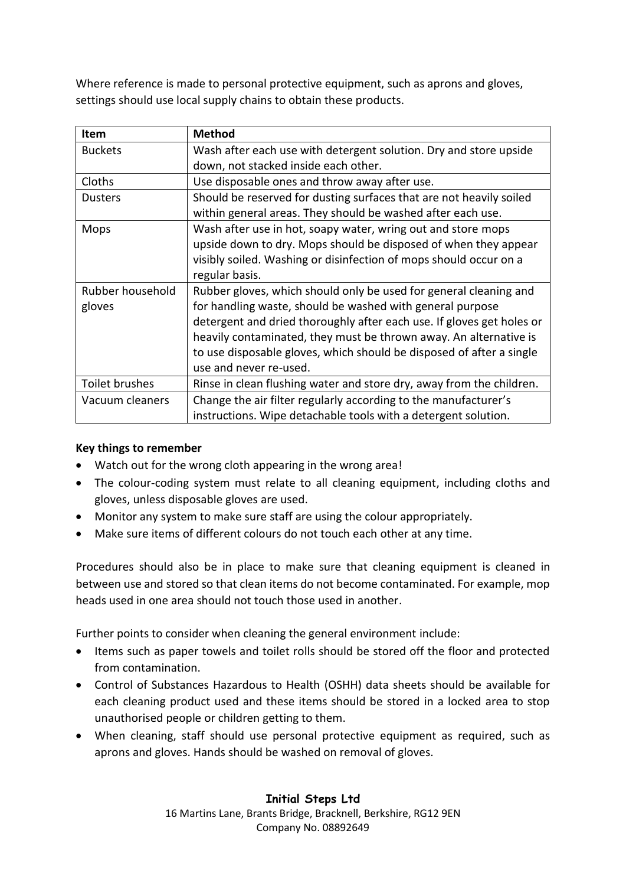Where reference is made to personal protective equipment, such as aprons and gloves, settings should use local supply chains to obtain these products.

| Item | Method |
|---|---|
| Buckets | Wash after each use with detergent solution. Dry and store upside down, not stacked inside each other. |
| Cloths | Use disposable ones and throw away after use. |
| Dusters | Should be reserved for dusting surfaces that are not heavily soiled within general areas. They should be washed after each use. |
| Mops | Wash after use in hot, soapy water, wring out and store mops upside down to dry. Mops should be disposed of when they appear visibly soiled. Washing or disinfection of mops should occur on a regular basis. |
| Rubber household gloves | Rubber gloves, which should only be used for general cleaning and for handling waste, should be washed with general purpose detergent and dried thoroughly after each use. If gloves get holes or heavily contaminated, they must be thrown away. An alternative is to use disposable gloves, which should be disposed of after a single use and never re-used. |
| Toilet brushes | Rinse in clean flushing water and store dry, away from the children. |
| Vacuum cleaners | Change the air filter regularly according to the manufacturer's instructions. Wipe detachable tools with a detergent solution. |

**Key things to remember**

- Watch out for the wrong cloth appearing in the wrong area!
- The colour-coding system must relate to all cleaning equipment, including cloths and gloves, unless disposable gloves are used.
- Monitor any system to make sure staff are using the colour appropriately.
- Make sure items of different colours do not touch each other at any time.

Procedures should also be in place to make sure that cleaning equipment is cleaned in between use and stored so that clean items do not become contaminated. For example, mop heads used in one area should not touch those used in another.

Further points to consider when cleaning the general environment include:

- Items such as paper towels and toilet rolls should be stored off the floor and protected from contamination.
- Control of Substances Hazardous to Health (OSHH) data sheets should be available for each cleaning product used and these items should be stored in a locked area to stop unauthorised people or children getting to them.
- When cleaning, staff should use personal protective equipment as required, such as aprons and gloves. Hands should be washed on removal of gloves.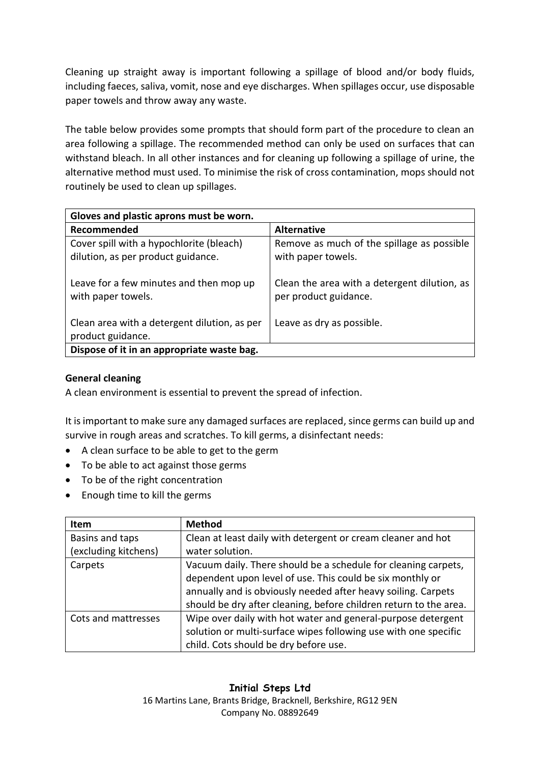Cleaning up straight away is important following a spillage of blood and/or body fluids, including faeces, saliva, vomit, nose and eye discharges. When spillages occur, use disposable paper towels and throw away any waste.

The table below provides some prompts that should form part of the procedure to clean an area following a spillage. The recommended method can only be used on surfaces that can withstand bleach. In all other instances and for cleaning up following a spillage of urine, the alternative method must used. To minimise the risk of cross contamination, mops should not routinely be used to clean up spillages.

| **Gloves and plastic aprons must be worn.** | |
|---|---|
| **Recommended** | **Alternative** |
| Cover spill with a hypochlorite (bleach) dilution, as per product guidance.<br><br>Leave for a few minutes and then mop up with paper towels.<br><br>Clean area with a detergent dilution, as per product guidance. | Remove as much of the spillage as possible with paper towels.<br><br>Clean the area with a detergent dilution, as per product guidance.<br><br>Leave as dry as possible. |
| **Dispose of it in an appropriate waste bag.** | |

**General cleaning**

A clean environment is essential to prevent the spread of infection.

It is important to make sure any damaged surfaces are replaced, since germs can build up and survive in rough areas and scratches. To kill germs, a disinfectant needs:

- A clean surface to be able to get to the germ
- To be able to act against those germs
- To be of the right concentration
- Enough time to kill the germs

| Item | Method |
|---|---|
| Basins and taps (excluding kitchens) | Clean at least daily with detergent or cream cleaner and hot water solution. |
| Carpets | Vacuum daily. There should be a schedule for cleaning carpets, dependent upon level of use. This could be six monthly or annually and is obviously needed after heavy soiling. Carpets should be dry after cleaning, before children return to the area. |
| Cots and mattresses | Wipe over daily with hot water and general-purpose detergent solution or multi-surface wipes following use with one specific child. Cots should be dry before use. |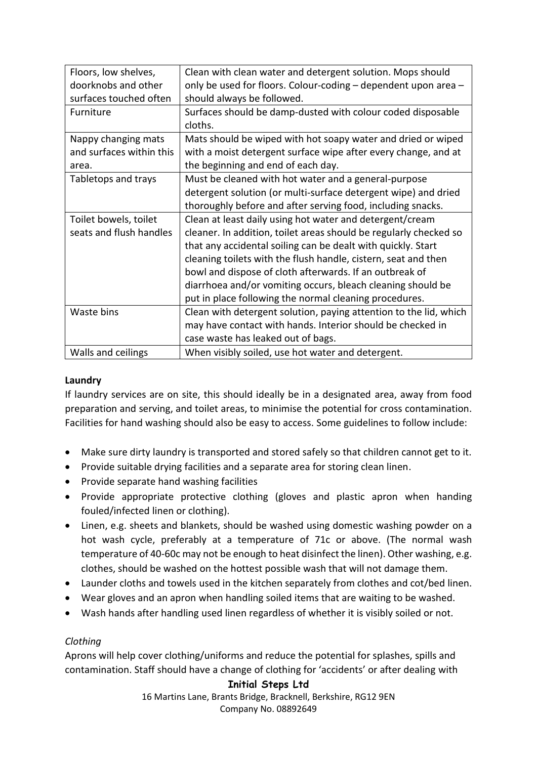| Floors, low shelves, doorknobs and other surfaces touched often | Clean with clean water and detergent solution. Mops should only be used for floors. Colour-coding – dependent upon area – should always be followed. |
|---|---|
| Furniture | Surfaces should be damp-dusted with colour coded disposable cloths. |
| Nappy changing mats and surfaces within this area. | Mats should be wiped with hot soapy water and dried or wiped with a moist detergent surface wipe after every change, and at the beginning and end of each day. |
| Tabletops and trays | Must be cleaned with hot water and a general-purpose detergent solution (or multi-surface detergent wipe) and dried thoroughly before and after serving food, including snacks. |
| Toilet bowels, toilet seats and flush handles | Clean at least daily using hot water and detergent/cream cleaner. In addition, toilet areas should be regularly checked so that any accidental soiling can be dealt with quickly. Start cleaning toilets with the flush handle, cistern, seat and then bowl and dispose of cloth afterwards. If an outbreak of diarrhoea and/or vomiting occurs, bleach cleaning should be put in place following the normal cleaning procedures. |
| Waste bins | Clean with detergent solution, paying attention to the lid, which may have contact with hands. Interior should be checked in case waste has leaked out of bags. |
| Walls and ceilings | When visibly soiled, use hot water and detergent. |

**Laundry**

If laundry services are on site, this should ideally be in a designated area, away from food preparation and serving, and toilet areas, to minimise the potential for cross contamination. Facilities for hand washing should also be easy to access. Some guidelines to follow include:

- Make sure dirty laundry is transported and stored safely so that children cannot get to it.
- Provide suitable drying facilities and a separate area for storing clean linen.
- Provide separate hand washing facilities
- Provide appropriate protective clothing (gloves and plastic apron when handing fouled/infected linen or clothing).
- Linen, e.g. sheets and blankets, should be washed using domestic washing powder on a hot wash cycle, preferably at a temperature of 71c or above. (The normal wash temperature of 40-60c may not be enough to heat disinfect the linen). Other washing, e.g. clothes, should be washed on the hottest possible wash that will not damage them.
- Launder cloths and towels used in the kitchen separately from clothes and cot/bed linen.
- Wear gloves and an apron when handling soiled items that are waiting to be washed.
- Wash hands after handling used linen regardless of whether it is visibly soiled or not.

*Clothing*

Aprons will help cover clothing/uniforms and reduce the potential for splashes, spills and contamination. Staff should have a change of clothing for 'accidents' or after dealing with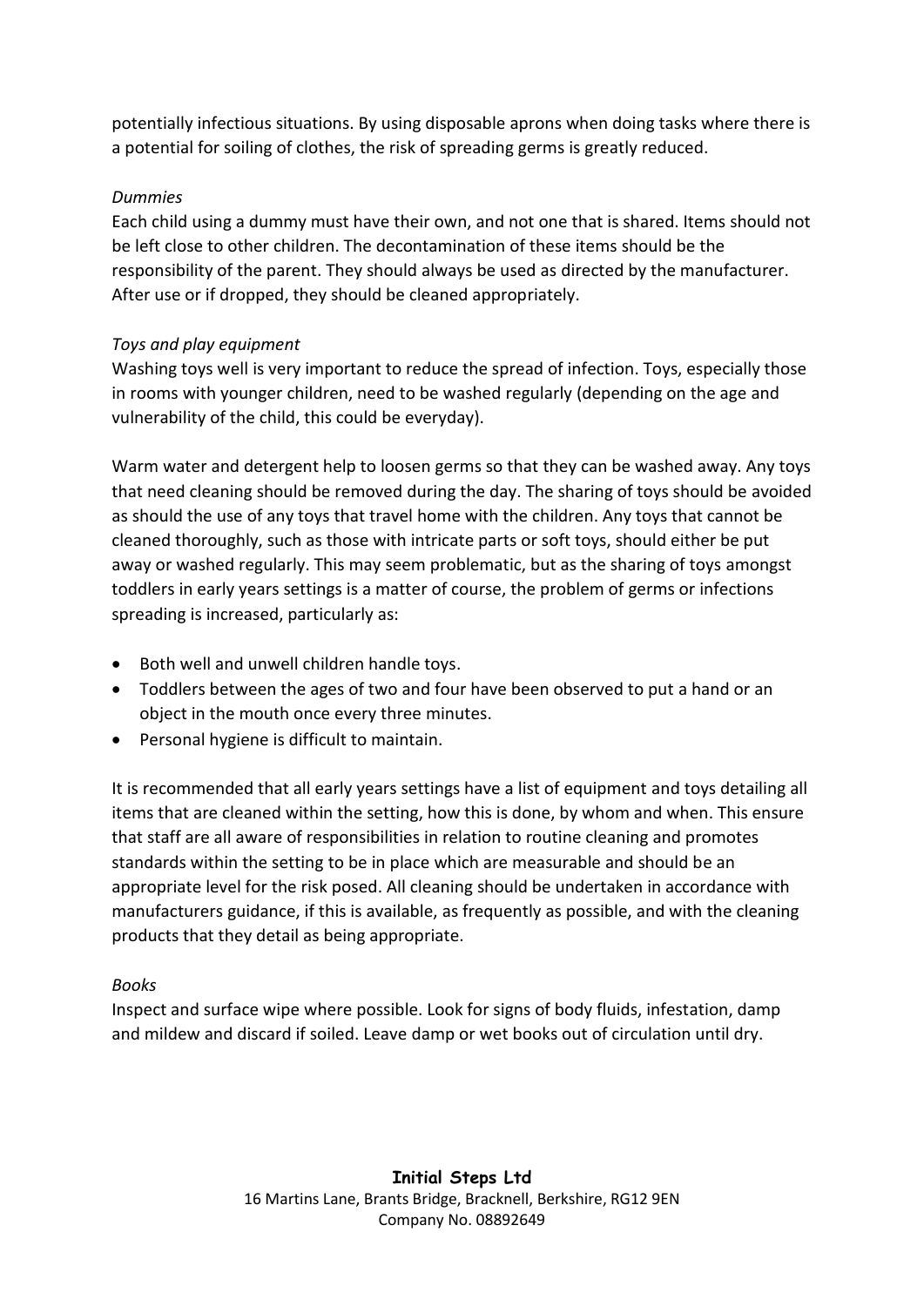potentially infectious situations. By using disposable aprons when doing tasks where there is a potential for soiling of clothes, the risk of spreading germs is greatly reduced.

*Dummies*

Each child using a dummy must have their own, and not one that is shared. Items should not be left close to other children. The decontamination of these items should be the responsibility of the parent. They should always be used as directed by the manufacturer. After use or if dropped, they should be cleaned appropriately.

*Toys and play equipment*

Washing toys well is very important to reduce the spread of infection. Toys, especially those in rooms with younger children, need to be washed regularly (depending on the age and vulnerability of the child, this could be everyday).

Warm water and detergent help to loosen germs so that they can be washed away. Any toys that need cleaning should be removed during the day. The sharing of toys should be avoided as should the use of any toys that travel home with the children. Any toys that cannot be cleaned thoroughly, such as those with intricate parts or soft toys, should either be put away or washed regularly. This may seem problematic, but as the sharing of toys amongst toddlers in early years settings is a matter of course, the problem of germs or infections spreading is increased, particularly as:

- Both well and unwell children handle toys.
- Toddlers between the ages of two and four have been observed to put a hand or an object in the mouth once every three minutes.
- Personal hygiene is difficult to maintain.

It is recommended that all early years settings have a list of equipment and toys detailing all items that are cleaned within the setting, how this is done, by whom and when. This ensure that staff are all aware of responsibilities in relation to routine cleaning and promotes standards within the setting to be in place which are measurable and should be an appropriate level for the risk posed. All cleaning should be undertaken in accordance with manufacturers guidance, if this is available, as frequently as possible, and with the cleaning products that they detail as being appropriate.

*Books*

Inspect and surface wipe where possible. Look for signs of body fluids, infestation, damp and mildew and discard if soiled. Leave damp or wet books out of circulation until dry.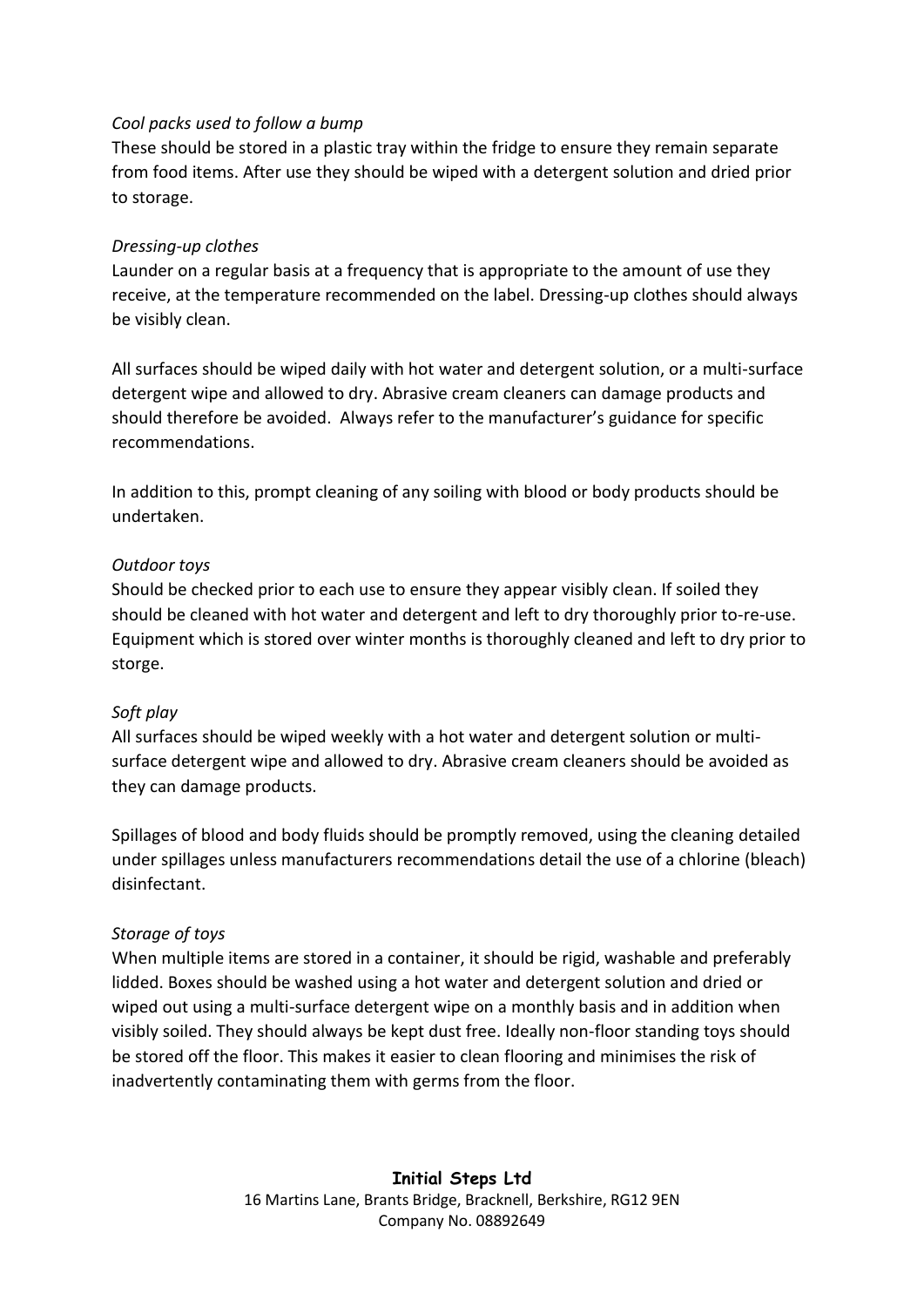*Cool packs used to follow a bump*
These should be stored in a plastic tray within the fridge to ensure they remain separate from food items. After use they should be wiped with a detergent solution and dried prior to storage.

*Dressing-up clothes*
Launder on a regular basis at a frequency that is appropriate to the amount of use they receive, at the temperature recommended on the label. Dressing-up clothes should always be visibly clean.

All surfaces should be wiped daily with hot water and detergent solution, or a multi-surface detergent wipe and allowed to dry. Abrasive cream cleaners can damage products and should therefore be avoided. Always refer to the manufacturer's guidance for specific recommendations.

In addition to this, prompt cleaning of any soiling with blood or body products should be undertaken.

*Outdoor toys*
Should be checked prior to each use to ensure they appear visibly clean. If soiled they should be cleaned with hot water and detergent and left to dry thoroughly prior to-re-use. Equipment which is stored over winter months is thoroughly cleaned and left to dry prior to storge.

*Soft play*
All surfaces should be wiped weekly with a hot water and detergent solution or multi-surface detergent wipe and allowed to dry. Abrasive cream cleaners should be avoided as they can damage products.

Spillages of blood and body fluids should be promptly removed, using the cleaning detailed under spillages unless manufacturers recommendations detail the use of a chlorine (bleach) disinfectant.

*Storage of toys*
When multiple items are stored in a container, it should be rigid, washable and preferably lidded. Boxes should be washed using a hot water and detergent solution and dried or wiped out using a multi-surface detergent wipe on a monthly basis and in addition when visibly soiled. They should always be kept dust free. Ideally non-floor standing toys should be stored off the floor. This makes it easier to clean flooring and minimises the risk of inadvertently contaminating them with germs from the floor.